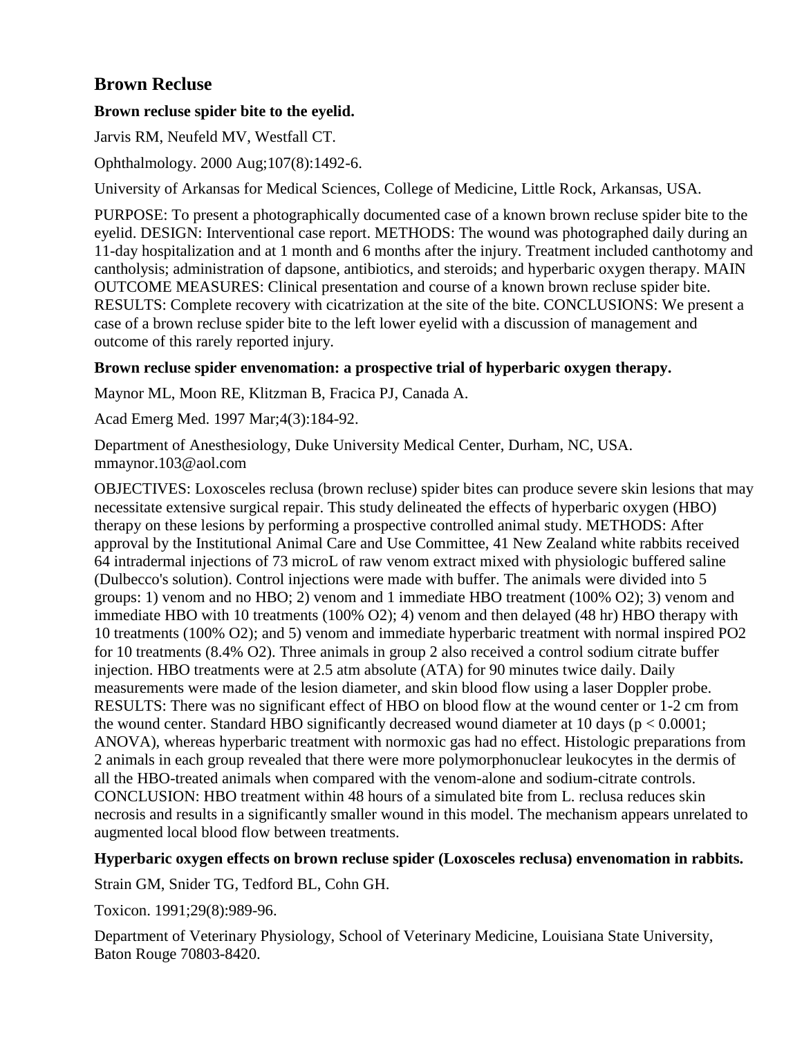# Brown Recluse

### Brown recluse spider bite to the eyelid.

Jarvis RM, Neufeld MV, Westfall CT.

Ophthalmology. 2000 Aug;107(8):1492-6.

University of Arkansas for Medical Sciences, College of Medicine, Little Rock, Arkansas, USA.

PURPOSE: To present a photographically documented case of a known brown recluse spider bite to the eyelid. DESIGN: Interventional case report. METHODS: The wound was photographed daily during an 11-day hospitalization and at 1 month and 6 months after the injury. Treatment included canthotomy and cantholysis; administration of dapsone, antibiotics, and steroids; and hyperbaric oxygen therapy. MAIN OUTCOME MEASURES: Clinical presentation and course of a known brown recluse spider bite. RESULTS: Complete recovery with cicatrization at the site of the bite. CONCLUSIONS: We present a case of a brown recluse spider bite to the left lower eyelid with a discussion of management and outcome of this rarely reported injury.

### Brown recluse spider envenomation: a prospective trial of hyperbaric oxygen therapy.

Maynor ML, Moon RE, Klitzman B, Fracica PJ, Canada A.

Acad Emerg Med. 1997 Mar;4(3):184-92.

Department of Anesthesiology, Duke University Medical Center, Durham, NC, USA. mmaynor.103@aol.com

OBJECTIVES: Loxosceles reclusa (brown recluse) spider bites can produce severe skin lesions that may necessitate extensive surgical repair. This study delineated the effects of hyperbaric oxygen (HBO) therapy on these lesions by performing a prospective controlled animal study. METHODS: After approval by the Institutional Animal Care and Use Committee, 41 New Zealand white rabbits received 64 intradermal injections of 73 microL of raw venom extract mixed with physiologic buffered saline (Dulbecco's solution). Control injections were made with buffer. The animals were divided into 5 groups: 1) venom and no HBO; 2) venom and 1 immediate HBO treatment (100% $O_2$); 3) venom and immediate HBO with 10 treatments (100% $O_2$); 4) venom and then delayed (48 hr) HBO therapy with 10 treatments (100% $O_2$); and 5) venom and immediate hyperbaric treatment with normal inspired $PO_2$ for 10 treatments (8.4% $O_2$). Three animals in group 2 also received a control sodium citrate buffer injection. HBO treatments were at 2.5 atm absolute (ATA) for 90 minutes twice daily. Daily measurements were made of the lesion diameter, and skin blood flow using a laser Doppler probe. RESULTS: There was no significant effect of HBO on blood flow at the wound center or 1-2 cm from the wound center. Standard HBO significantly decreased wound diameter at 10 days ($p < 0.0001$; ANOVA), whereas hyperbaric treatment with normoxic gas had no effect. Histologic preparations from 2 animals in each group revealed that there were more polymorphonuclear leukocytes in the dermis of all the HBO-treated animals when compared with the venom-alone and sodium-citrate controls. CONCLUSION: HBO treatment within 48 hours of a simulated bite from L. reclusa reduces skin necrosis and results in a significantly smaller wound in this model. The mechanism appears unrelated to augmented local blood flow between treatments.

### Hyperbaric oxygen effects on brown recluse spider (Loxosceles reclusa) envenomation in rabbits.

Strain GM, Snider TG, Tedford BL, Cohn GH.

Toxicon. 1991;29(8):989-96.

Department of Veterinary Physiology, School of Veterinary Medicine, Louisiana State University, Baton Rouge 70803-8420.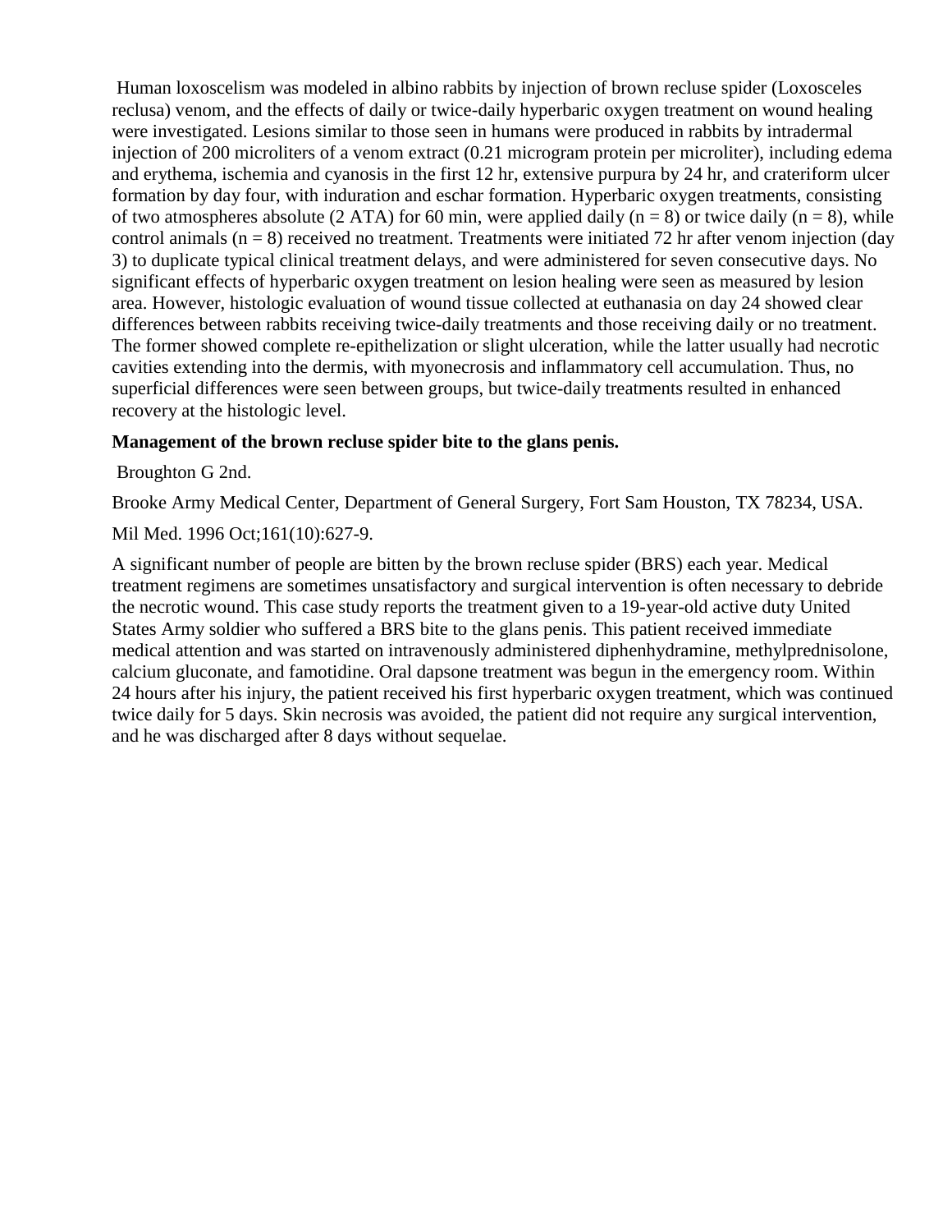Human loxoscelism was modeled in albino rabbits by injection of brown recluse spider (Loxosceles reclusa) venom, and the effects of daily or twice-daily hyperbaric oxygen treatment on wound healing were investigated. Lesions similar to those seen in humans were produced in rabbits by intradermal injection of 200 microliters of a venom extract (0.21 microgram protein per microliter), including edema and erythema, ischemia and cyanosis in the first 12 hr, extensive purpura by 24 hr, and crateriform ulcer formation by day four, with induration and eschar formation. Hyperbaric oxygen treatments, consisting of two atmospheres absolute (2 ATA) for 60 min, were applied daily ($n = 8$) or twice daily ($n = 8$), while control animals ($n = 8$) received no treatment. Treatments were initiated 72 hr after venom injection (day 3) to duplicate typical clinical treatment delays, and were administered for seven consecutive days. No significant effects of hyperbaric oxygen treatment on lesion healing were seen as measured by lesion area. However, histologic evaluation of wound tissue collected at euthanasia on day 24 showed clear differences between rabbits receiving twice-daily treatments and those receiving daily or no treatment. The former showed complete re-epithelization or slight ulceration, while the latter usually had necrotic cavities extending into the dermis, with myonecrosis and inflammatory cell accumulation. Thus, no superficial differences were seen between groups, but twice-daily treatments resulted in enhanced recovery at the histologic level.

**Management of the brown recluse spider bite to the glans penis.**

Broughton G 2nd.

Brooke Army Medical Center, Department of General Surgery, Fort Sam Houston, TX 78234, USA.

Mil Med. 1996 Oct;161(10):627-9.

A significant number of people are bitten by the brown recluse spider (BRS) each year. Medical treatment regimens are sometimes unsatisfactory and surgical intervention is often necessary to debride the necrotic wound. This case study reports the treatment given to a 19-year-old active duty United States Army soldier who suffered a BRS bite to the glans penis. This patient received immediate medical attention and was started on intravenously administered diphenhydramine, methylprednisolone, calcium gluconate, and famotidine. Oral dapsone treatment was begun in the emergency room. Within 24 hours after his injury, the patient received his first hyperbaric oxygen treatment, which was continued twice daily for 5 days. Skin necrosis was avoided, the patient did not require any surgical intervention, and he was discharged after 8 days without sequelae.